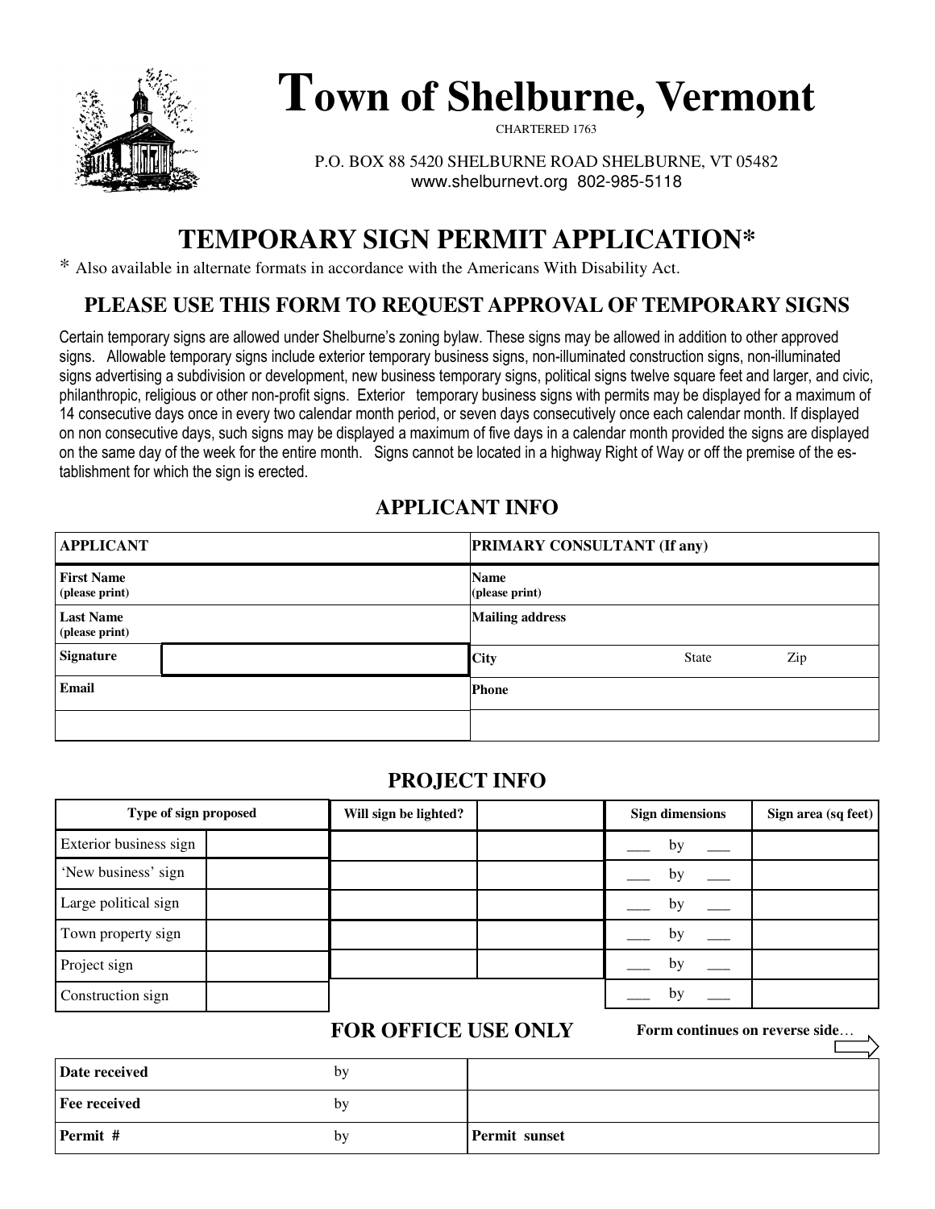# Town of Shelburne, Vermont

CHARTERED 1763

P.O. BOX 88 5420 SHELBURNE ROAD SHELBURNE, VT 05482
www.shelburnevt.org 802-985-5118

## TEMPORARY SIGN PERMIT APPLICATION*

* Also available in alternate formats in accordance with the Americans With Disability Act.

### PLEASE USE THIS FORM TO REQUEST APPROVAL OF TEMPORARY SIGNS

Certain temporary signs are allowed under Shelburne's zoning bylaw. These signs may be allowed in addition to other approved signs. Allowable temporary signs include exterior temporary business signs, non-illuminated construction signs, non-illuminated signs advertising a subdivision or development, new business temporary signs, political signs twelve square feet and larger, and civic, philanthropic, religious or other non-profit signs. Exterior temporary business signs with permits may be displayed for a maximum of 14 consecutive days once in every two calendar month period, or seven days consecutively once each calendar month. If displayed on non consecutive days, such signs may be displayed a maximum of five days in a calendar month provided the signs are displayed on the same day of the week for the entire month. Signs cannot be located in a highway Right of Way or off the premise of the establishment for which the sign is erected.

### APPLICANT INFO

| APPLICANT | | PRIMARY CONSULTANT (If any) | | |
|---|---|---|---|---|
| **First Name** (please print) | | **Name** (please print) | | |
| **Last Name** (please print) | | **Mailing address** | | |
| **Signature** | | **City** | State | Zip |
| **Email** | | **Phone** | | |
| | | | | |

### PROJECT INFO

| Type of sign proposed | | Will sign be lighted? | | Sign dimensions | Sign area (sq feet) |
|---|---|---|---|---|---|
| Exterior business sign | | | | ___ by ___ | |
| 'New business' sign | | | | ___ by ___ | |
| Large political sign | | | | ___ by ___ | |
| Town property sign | | | | ___ by ___ | |
| Project sign | | | | ___ by ___ | |
| Construction sign | | | | ___ by ___ | |

### FOR OFFICE USE ONLY

Form continues on reverse side…

| Date received | by | |
|---|---|---|
| **Fee received** | by | |
| **Permit #** | by | **Permit sunset** |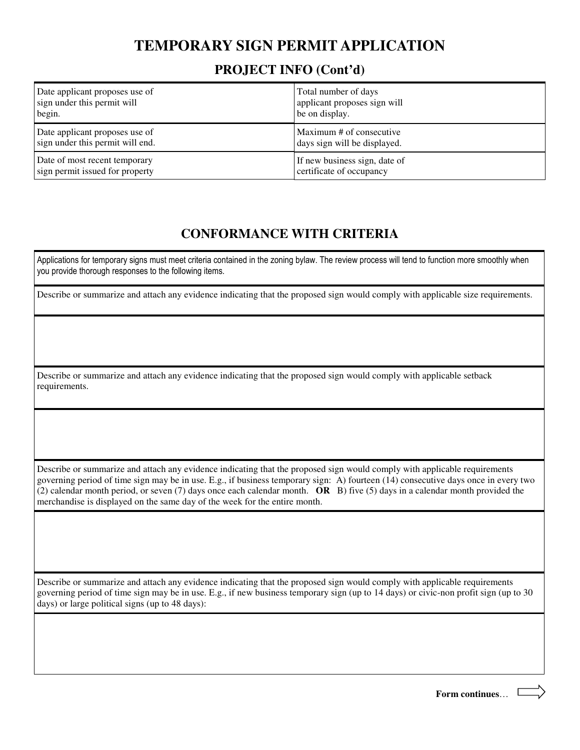# TEMPORARY SIGN PERMIT APPLICATION

## PROJECT INFO (Cont'd)

| | |
|---|---|
| Date applicant proposes use of sign under this permit will begin. | Total number of days applicant proposes sign will be on display. |
| Date applicant proposes use of sign under this permit will end. | Maximum # of consecutive days sign will be displayed. |
| Date of most recent temporary sign permit issued for property | If new business sign, date of certificate of occupancy |

## CONFORMANCE WITH CRITERIA

| |
|---|
| Applications for temporary signs must meet criteria contained in the zoning bylaw. The review process will tend to function more smoothly when you provide thorough responses to the following items. |
| Describe or summarize and attach any evidence indicating that the proposed sign would comply with applicable size requirements. |
| |
| Describe or summarize and attach any evidence indicating that the proposed sign would comply with applicable setback requirements. |
| |
| Describe or summarize and attach any evidence indicating that the proposed sign would comply with applicable requirements governing period of time sign may be in use. E.g., if business temporary sign: A) fourteen (14) consecutive days once in every two (2) calendar month period, or seven (7) days once each calendar month. **OR** B) five (5) days in a calendar month provided the merchandise is displayed on the same day of the week for the entire month. |
| |
| Describe or summarize and attach any evidence indicating that the proposed sign would comply with applicable requirements governing period of time sign may be in use. E.g., if new business temporary sign (up to 14 days) or civic-non profit sign (up to 30 days) or large political signs (up to 48 days): |
| |

**Form continues**…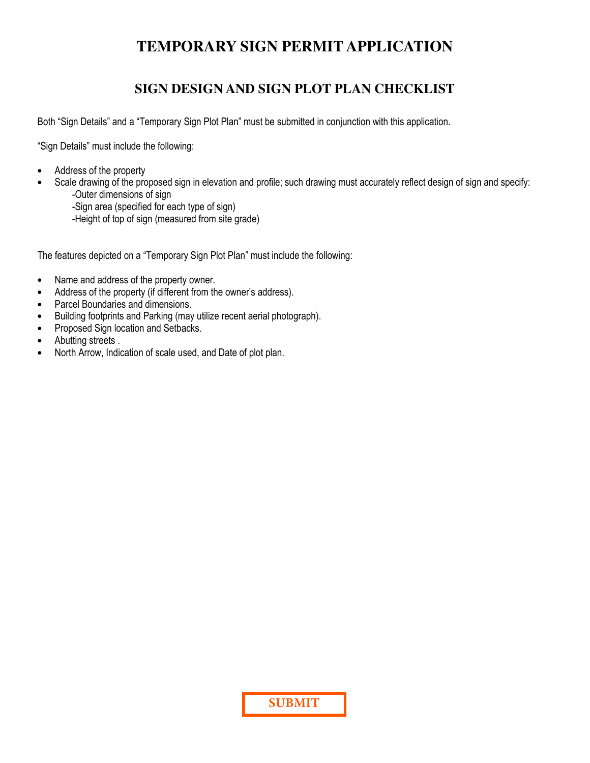# TEMPORARY SIGN PERMIT APPLICATION

## SIGN DESIGN AND SIGN PLOT PLAN CHECKLIST

Both “Sign Details” and a “Temporary Sign Plot Plan” must be submitted in conjunction with this application.

“Sign Details” must include the following:

- Address of the property
- Scale drawing of the proposed sign in elevation and profile; such drawing must accurately reflect design of sign and specify:
  - -Outer dimensions of sign
  - -Sign area (specified for each type of sign)
  - -Height of top of sign (measured from site grade)

The features depicted on a “Temporary Sign Plot Plan” must include the following:

- Name and address of the property owner.
- Address of the property (if different from the owner’s address).
- Parcel Boundaries and dimensions.
- Building footprints and Parking (may utilize recent aerial photograph).
- Proposed Sign location and Setbacks.
- Abutting streets .
- North Arrow, Indication of scale used, and Date of plot plan.

SUBMIT